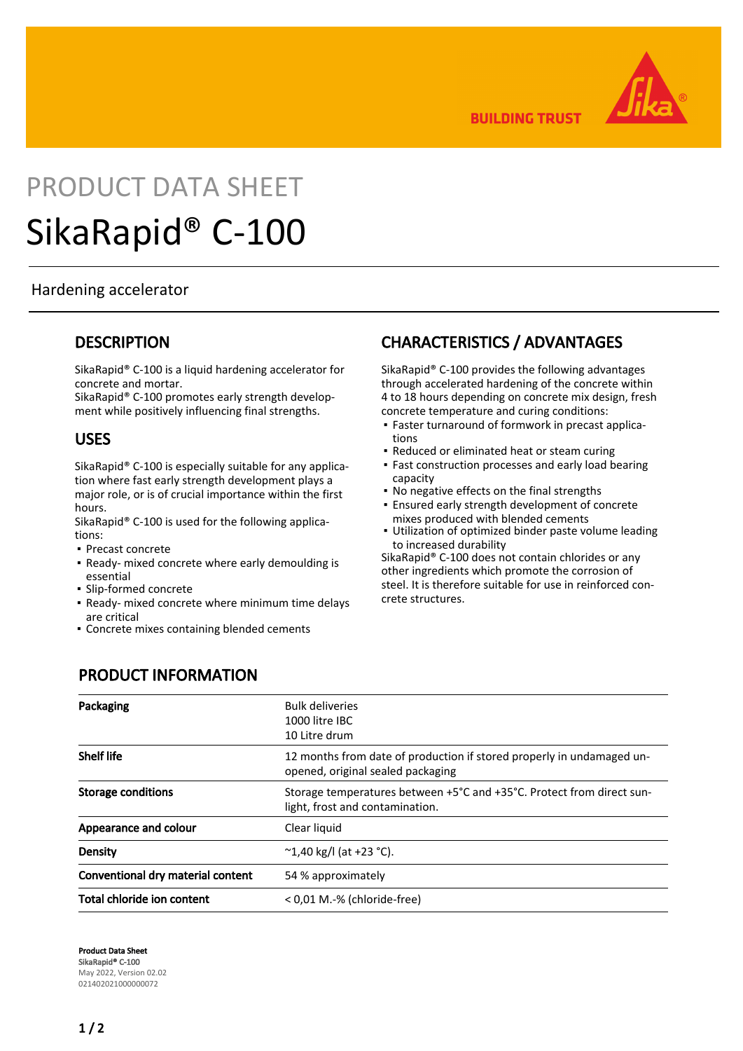BUILDING TRUST

PRODUCT DATA SHEET

# SikaRapid® C-100

Hardening accelerator

## DESCRIPTION

SikaRapid® C-100 is a liquid hardening accelerator for concrete and mortar.
SikaRapid® C-100 promotes early strength development while positively influencing final strengths.

## USES

SikaRapid® C-100 is especially suitable for any application where fast early strength development plays a major role, or is of crucial importance within the first hours.
SikaRapid® C-100 is used for the following applications:

- Precast concrete
- Ready- mixed concrete where early demoulding is essential
- Slip-formed concrete
- Ready- mixed concrete where minimum time delays are critical
- Concrete mixes containing blended cements

## CHARACTERISTICS / ADVANTAGES

SikaRapid® C-100 provides the following advantages through accelerated hardening of the concrete within 4 to 18 hours depending on concrete mix design, fresh concrete temperature and curing conditions:

- Faster turnaround of formwork in precast applications
- Reduced or eliminated heat or steam curing
- Fast construction processes and early load bearing capacity
- No negative effects on the final strengths
- Ensured early strength development of concrete mixes produced with blended cements
- Utilization of optimized binder paste volume leading to increased durability

SikaRapid® C-100 does not contain chlorides or any other ingredients which promote the corrosion of steel. It is therefore suitable for use in reinforced concrete structures.

## PRODUCT INFORMATION

| | |
|---|---|
| **Packaging** | Bulk deliveries<br>1000 litre IBC<br>10 Litre drum |
| **Shelf life** | 12 months from date of production if stored properly in undamaged unopened, original sealed packaging |
| **Storage conditions** | Storage temperatures between +5°C and +35°C. Protect from direct sunlight, frost and contamination. |
| **Appearance and colour** | Clear liquid |
| **Density** | ~1,40 kg/l (at +23 °C). |
| **Conventional dry material content** | 54 % approximately |
| **Total chloride ion content** | < 0,01 M.-% (chloride-free) |

**Product Data Sheet**
**SikaRapid® C-100**
May 2022, Version 02.02
021402021000000072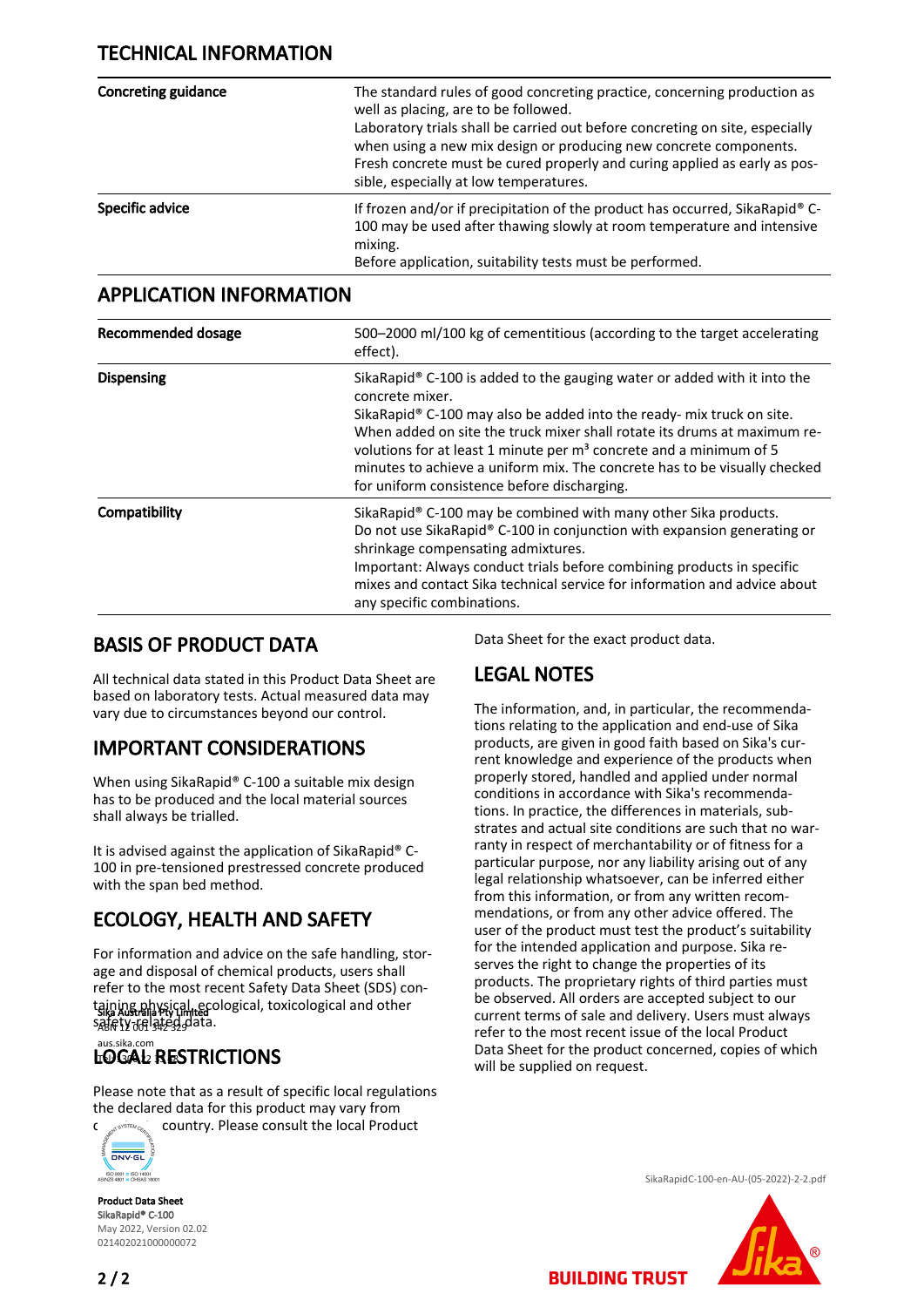## TECHNICAL INFORMATION

| | |
|---|---|
| **Concreting guidance** | The standard rules of good concreting practice, concerning production as well as placing, are to be followed. Laboratory trials shall be carried out before concreting on site, especially when using a new mix design or producing new concrete components. Fresh concrete must be cured properly and curing applied as early as possible, especially at low temperatures. |
| **Specific advice** | If frozen and/or if precipitation of the product has occurred, SikaRapid® C-100 may be used after thawing slowly at room temperature and intensive mixing. Before application, suitability tests must be performed. |

## APPLICATION INFORMATION

| | |
|---|---|
| **Recommended dosage** | 500–2000 ml/100 kg of cementitious (according to the target accelerating effect). |
| **Dispensing** | SikaRapid® C-100 is added to the gauging water or added with it into the concrete mixer. SikaRapid® C-100 may also be added into the ready- mix truck on site. When added on site the truck mixer shall rotate its drums at maximum revolutions for at least 1 minute per $m^3$ concrete and a minimum of 5 minutes to achieve a uniform mix. The concrete has to be visually checked for uniform consistence before discharging. |
| **Compatibility** | SikaRapid® C-100 may be combined with many other Sika products. Do not use SikaRapid® C-100 in conjunction with expansion generating or shrinkage compensating admixtures. Important: Always conduct trials before combining products in specific mixes and contact Sika technical service for information and advice about any specific combinations. |

## BASIS OF PRODUCT DATA

All technical data stated in this Product Data Sheet are based on laboratory tests. Actual measured data may vary due to circumstances beyond our control.

## IMPORTANT CONSIDERATIONS

When using SikaRapid® C-100 a suitable mix design has to be produced and the local material sources shall always be trialled.

It is advised against the application of SikaRapid® C-100 in pre-tensioned prestressed concrete produced with the span bed method.

## ECOLOGY, HEALTH AND SAFETY

For information and advice on the safe handling, storage and disposal of chemical products, users shall refer to the most recent Safety Data Sheet (SDS) containing physical, ecological, toxicological and other safety-related data.

## LOCAL RESTRICTIONS

Please note that as a result of specific local regulations the declared data for this product may vary from country to country. Please consult the local Product Data Sheet for the exact product data.

## LEGAL NOTES

The information, and, in particular, the recommendations relating to the application and end-use of Sika products, are given in good faith based on Sika's current knowledge and experience of the products when properly stored, handled and applied under normal conditions in accordance with Sika's recommendations. In practice, the differences in materials, substrates and actual site conditions are such that no warranty in respect of merchantability or of fitness for a particular purpose, nor any liability arising out of any legal relationship whatsoever, can be inferred either from this information, or from any written recommendations, or from any other advice offered. The user of the product must test the product's suitability for the intended application and purpose. Sika reserves the right to change the properties of its products. The proprietary rights of third parties must be observed. All orders are accepted subject to our current terms of sale and delivery. Users must always refer to the most recent issue of the local Product Data Sheet for the product concerned, copies of which will be supplied on request.

**Sika Australia Pty Limited**
ABN 12 001 342 329
aus.sika.com
Tel: 1300 22 33 48

**Product Data Sheet**
**SikaRapid® C-100**
May 2022, Version 02.02
021402021000000072

SikaRapidC-100-en-AU-(05-2022)-2-2.pdf